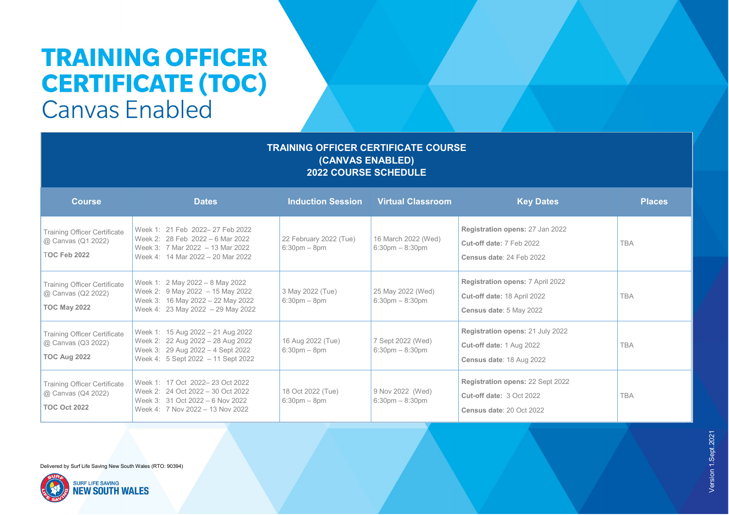# TRAINING OFFICER CERTIFICATE (TOC)

## Canvas Enabled

**TRAINING OFFICER CERTIFICATE COURSE**
**(CANVAS ENABLED)**
**2022 COURSE SCHEDULE**

| Course | Dates | Induction Session | Virtual Classroom | Key Dates | Places |
|---|---|---|---|---|---|
| Training Officer Certificate @ Canvas (Q1 2022)<br>**TOC Feb 2022** | Week 1: 21 Feb 2022– 27 Feb 2022<br>Week 2: 28 Feb 2022 – 6 Mar 2022<br>Week 3: 7 Mar 2022 – 13 Mar 2022<br>Week 4: 14 Mar 2022 – 20 Mar 2022 | 22 February 2022 (Tue)<br>6:30pm – 8pm | 16 March 2022 (Wed)<br>6:30pm – 8:30pm | **Registration opens:** 27 Jan 2022<br>**Cut-off date:** 7 Feb 2022<br>**Census date**: 24 Feb 2022 | TBA |
| Training Officer Certificate @ Canvas (Q2 2022)<br>**TOC May 2022** | Week 1: 2 May 2022 – 8 May 2022<br>Week 2: 9 May 2022 – 15 May 2022<br>Week 3: 16 May 2022 – 22 May 2022<br>Week 4: 23 May 2022 – 29 May 2022 | 3 May 2022 (Tue)<br>6:30pm – 8pm | 25 May 2022 (Wed)<br>6:30pm – 8:30pm | **Registration opens:** 7 April 2022<br>**Cut-off date:** 18 April 2022<br>**Census date**: 5 May 2022 | TBA |
| Training Officer Certificate @ Canvas (Q3 2022)<br>**TOC Aug 2022** | Week 1: 15 Aug 2022 – 21 Aug 2022<br>Week 2: 22 Aug 2022 – 28 Aug 2022<br>Week 3: 29 Aug 2022 – 4 Sept 2022<br>Week 4: 5 Sept 2022 – 11 Sept 2022 | 16 Aug 2022 (Tue)<br>6:30pm – 8pm | 7 Sept 2022 (Wed)<br>6:30pm – 8:30pm | **Registration opens:** 21 July 2022<br>**Cut-off date:** 1 Aug 2022<br>**Census date**: 18 Aug 2022 | TBA |
| Training Officer Certificate @ Canvas (Q4 2022)<br>**TOC Oct 2022** | Week 1: 17 Oct 2022– 23 Oct 2022<br>Week 2: 24 Oct 2022 – 30 Oct 2022<br>Week 3: 31 Oct 2022 – 6 Nov 2022<br>Week 4: 7 Nov 2022 – 13 Nov 2022 | 18 Oct 2022 (Tue)<br>6:30pm – 8pm | 9 Nov 2022 (Wed)<br>6:30pm – 8:30pm | **Registration opens:** 22 Sept 2022<br>**Cut-off date:** 3 Oct 2022<br>**Census date**: 20 Oct 2022 | TBA |

Delivered by Surf Life Saving New South Wales (RTO: 90394)

SURF LIFE SAVING NEW SOUTH WALES

Version 1.Sept.2021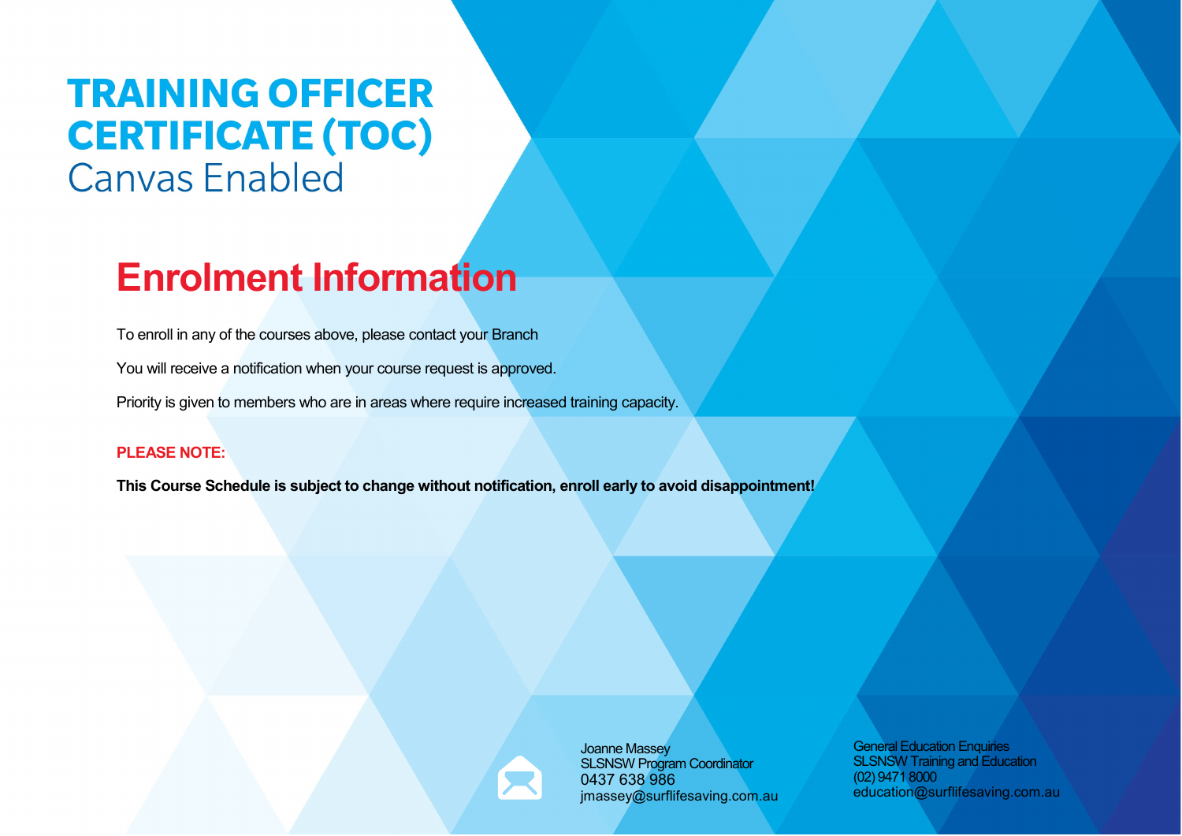# TRAINING OFFICER CERTIFICATE (TOC)

Canvas Enabled

## Enrolment Information

To enroll in any of the courses above, please contact your Branch

You will receive a notification when your course request is approved.

Priority is given to members who are in areas where require increased training capacity.

**PLEASE NOTE:**

**This Course Schedule is subject to change without notification, enroll early to avoid disappointment!**

Joanne Massey
SLSNSW Program Coordinator
0437 638 986
jmassey@surflifesaving.com.au

General Education Enquiries
SLSNSW Training and Education
(02) 9471 8000
education@surflifesaving.com.au